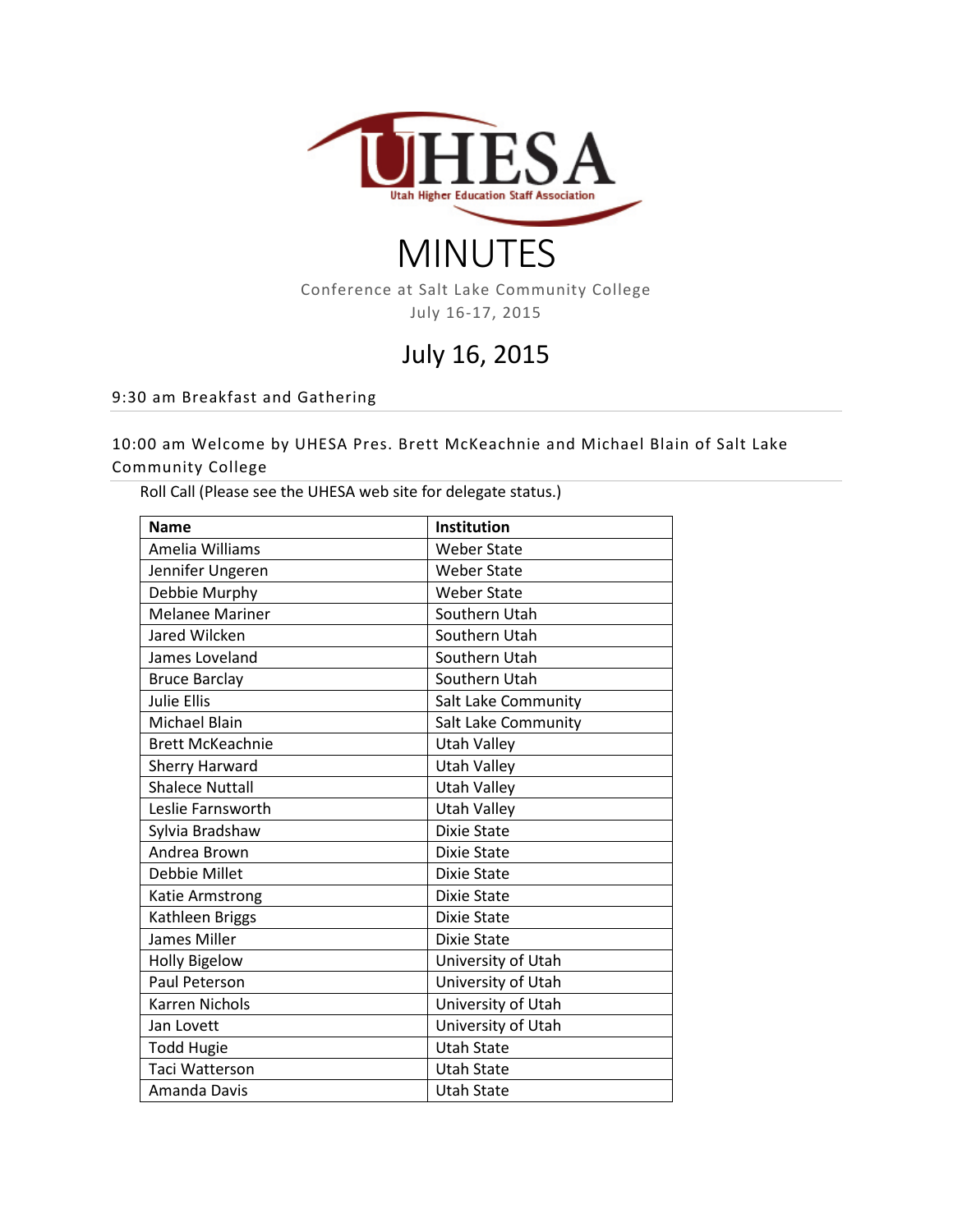UHESA

Utah Higher Education Staff Association

# MINUTES

Conference at Salt Lake Community College
July 16-17, 2015

## July 16, 2015

### 9:30 am Breakfast and Gathering

### 10:00 am Welcome by UHESA Pres. Brett McKeachnie and Michael Blain of Salt Lake Community College

Roll Call (Please see the UHESA web site for delegate status.)

| Name | Institution |
|---|---|
| Amelia Williams | Weber State |
| Jennifer Ungeren | Weber State |
| Debbie Murphy | Weber State |
| Melanee Mariner | Southern Utah |
| Jared Wilcken | Southern Utah |
| James Loveland | Southern Utah |
| Bruce Barclay | Southern Utah |
| Julie Ellis | Salt Lake Community |
| Michael Blain | Salt Lake Community |
| Brett McKeachnie | Utah Valley |
| Sherry Harward | Utah Valley |
| Shalece Nuttall | Utah Valley |
| Leslie Farnsworth | Utah Valley |
| Sylvia Bradshaw | Dixie State |
| Andrea Brown | Dixie State |
| Debbie Millet | Dixie State |
| Katie Armstrong | Dixie State |
| Kathleen Briggs | Dixie State |
| James Miller | Dixie State |
| Holly Bigelow | University of Utah |
| Paul Peterson | University of Utah |
| Karren Nichols | University of Utah |
| Jan Lovett | University of Utah |
| Todd Hugie | Utah State |
| Taci Watterson | Utah State |
| Amanda Davis | Utah State |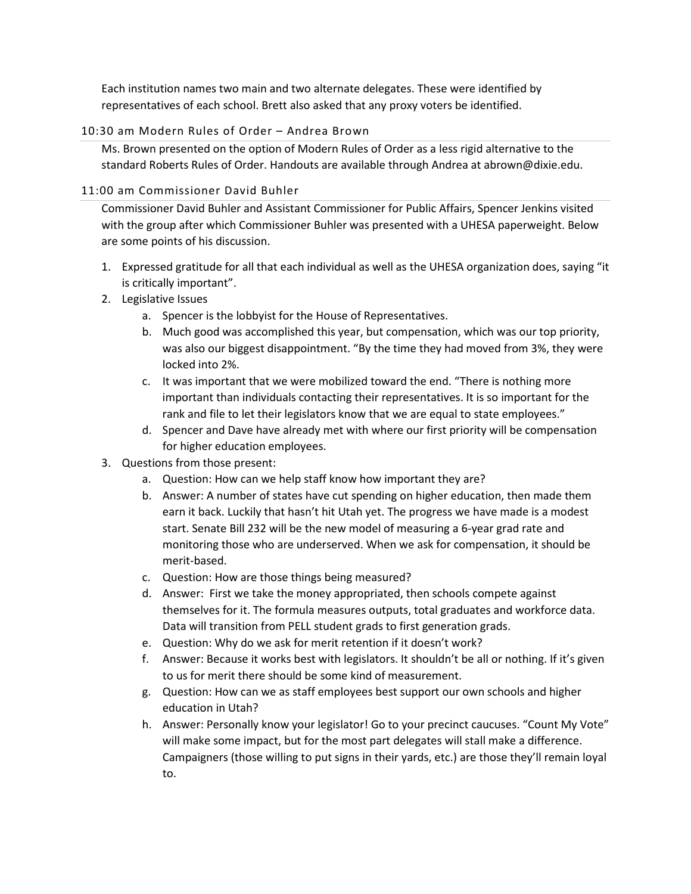Each institution names two main and two alternate delegates. These were identified by representatives of each school. Brett also asked that any proxy voters be identified.

### 10:30 am Modern Rules of Order – Andrea Brown

Ms. Brown presented on the option of Modern Rules of Order as a less rigid alternative to the standard Roberts Rules of Order. Handouts are available through Andrea at abrown@dixie.edu.

### 11:00 am Commissioner David Buhler

Commissioner David Buhler and Assistant Commissioner for Public Affairs, Spencer Jenkins visited with the group after which Commissioner Buhler was presented with a UHESA paperweight. Below are some points of his discussion.

1. Expressed gratitude for all that each individual as well as the UHESA organization does, saying "it is critically important".
2. Legislative Issues
    a. Spencer is the lobbyist for the House of Representatives.
    b. Much good was accomplished this year, but compensation, which was our top priority, was also our biggest disappointment. "By the time they had moved from 3%, they were locked into 2%.
    c. It was important that we were mobilized toward the end. "There is nothing more important than individuals contacting their representatives. It is so important for the rank and file to let their legislators know that we are equal to state employees."
    d. Spencer and Dave have already met with where our first priority will be compensation for higher education employees.
3. Questions from those present:
    a. Question: How can we help staff know how important they are?
    b. Answer: A number of states have cut spending on higher education, then made them earn it back. Luckily that hasn't hit Utah yet. The progress we have made is a modest start. Senate Bill 232 will be the new model of measuring a 6-year grad rate and monitoring those who are underserved. When we ask for compensation, it should be merit-based.
    c. Question: How are those things being measured?
    d. Answer: First we take the money appropriated, then schools compete against themselves for it. The formula measures outputs, total graduates and workforce data. Data will transition from PELL student grads to first generation grads.
    e. Question: Why do we ask for merit retention if it doesn't work?
    f. Answer: Because it works best with legislators. It shouldn't be all or nothing. If it's given to us for merit there should be some kind of measurement.
    g. Question: How can we as staff employees best support our own schools and higher education in Utah?
    h. Answer: Personally know your legislator! Go to your precinct caucuses. "Count My Vote" will make some impact, but for the most part delegates will stall make a difference. Campaigners (those willing to put signs in their yards, etc.) are those they'll remain loyal to.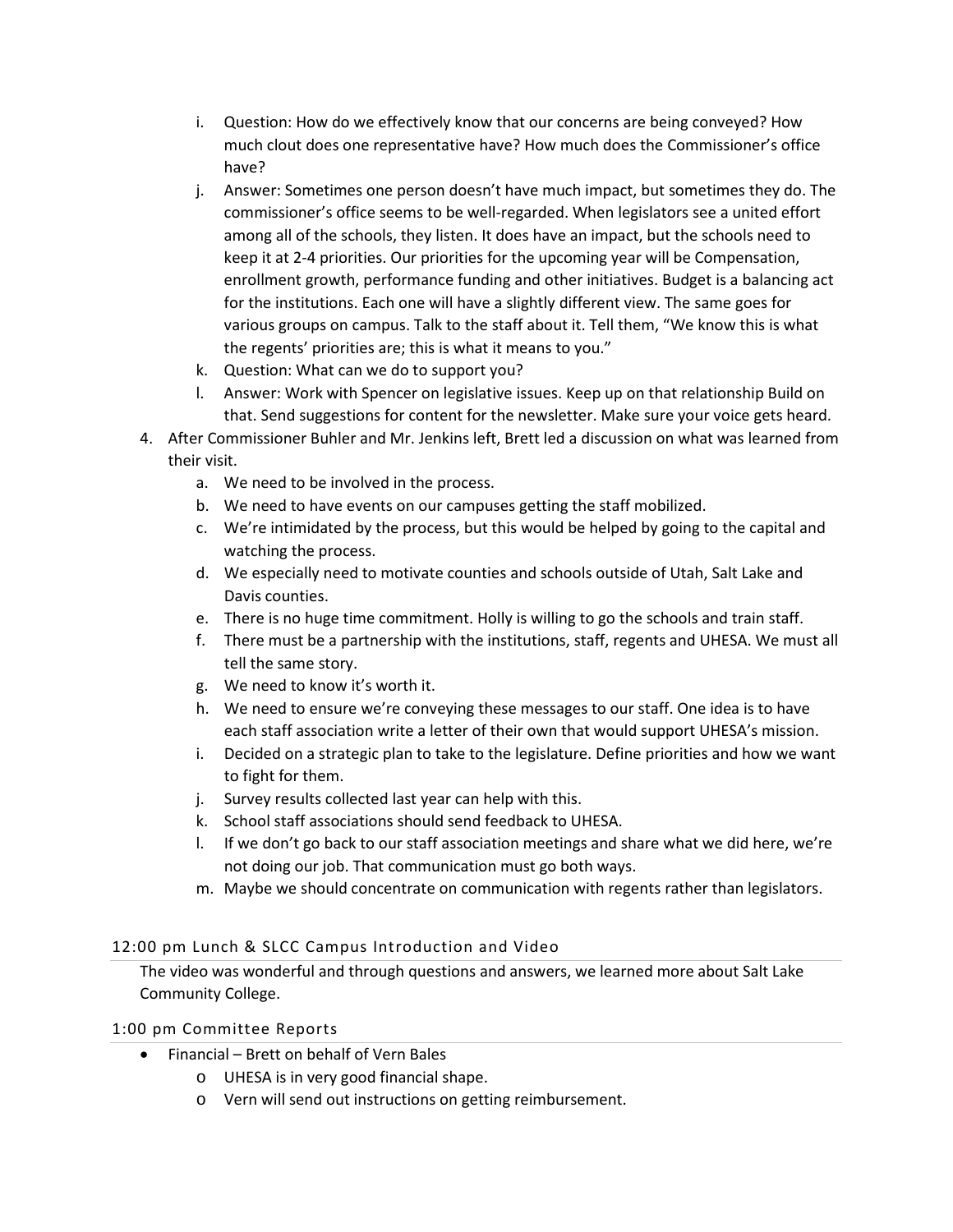i. Question: How do we effectively know that our concerns are being conveyed? How much clout does one representative have? How much does the Commissioner's office have?
   j. Answer: Sometimes one person doesn't have much impact, but sometimes they do. The commissioner's office seems to be well-regarded. When legislators see a united effort among all of the schools, they listen. It does have an impact, but the schools need to keep it at 2-4 priorities. Our priorities for the upcoming year will be Compensation, enrollment growth, performance funding and other initiatives. Budget is a balancing act for the institutions. Each one will have a slightly different view. The same goes for various groups on campus. Talk to the staff about it. Tell them, "We know this is what the regents' priorities are; this is what it means to you."
   k. Question: What can we do to support you?
   l. Answer: Work with Spencer on legislative issues. Keep up on that relationship Build on that. Send suggestions for content for the newsletter. Make sure your voice gets heard.

4. After Commissioner Buhler and Mr. Jenkins left, Brett led a discussion on what was learned from their visit.
   a. We need to be involved in the process.
   b. We need to have events on our campuses getting the staff mobilized.
   c. We're intimidated by the process, but this would be helped by going to the capital and watching the process.
   d. We especially need to motivate counties and schools outside of Utah, Salt Lake and Davis counties.
   e. There is no huge time commitment. Holly is willing to go the schools and train staff.
   f. There must be a partnership with the institutions, staff, regents and UHESA. We must all tell the same story.
   g. We need to know it's worth it.
   h. We need to ensure we're conveying these messages to our staff. One idea is to have each staff association write a letter of their own that would support UHESA's mission.
   i. Decided on a strategic plan to take to the legislature. Define priorities and how we want to fight for them.
   j. Survey results collected last year can help with this.
   k. School staff associations should send feedback to UHESA.
   l. If we don't go back to our staff association meetings and share what we did here, we're not doing our job. That communication must go both ways.
   m. Maybe we should concentrate on communication with regents rather than legislators.

## 12:00 pm Lunch & SLCC Campus Introduction and Video

The video was wonderful and through questions and answers, we learned more about Salt Lake Community College.

## 1:00 pm Committee Reports

- Financial – Brett on behalf of Vern Bales
  - UHESA is in very good financial shape.
  - Vern will send out instructions on getting reimbursement.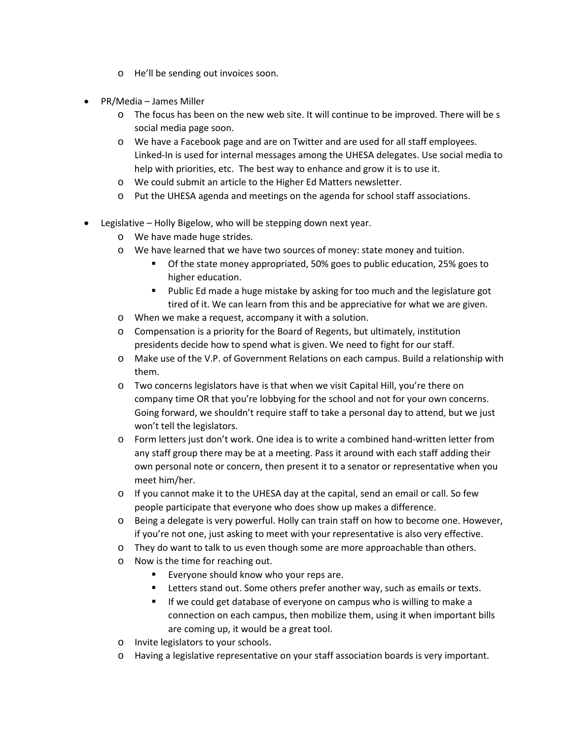- He'll be sending out invoices soon.

- PR/Media – James Miller
  - The focus has been on the new web site. It will continue to be improved. There will be s social media page soon.
  - We have a Facebook page and are on Twitter and are used for all staff employees. Linked-In is used for internal messages among the UHESA delegates. Use social media to help with priorities, etc. The best way to enhance and grow it is to use it.
  - We could submit an article to the Higher Ed Matters newsletter.
  - Put the UHESA agenda and meetings on the agenda for school staff associations.

- Legislative – Holly Bigelow, who will be stepping down next year.
  - We have made huge strides.
  - We have learned that we have two sources of money: state money and tuition.
    - Of the state money appropriated, 50% goes to public education, 25% goes to higher education.
    - Public Ed made a huge mistake by asking for too much and the legislature got tired of it. We can learn from this and be appreciative for what we are given.
  - When we make a request, accompany it with a solution.
  - Compensation is a priority for the Board of Regents, but ultimately, institution presidents decide how to spend what is given. We need to fight for our staff.
  - Make use of the V.P. of Government Relations on each campus. Build a relationship with them.
  - Two concerns legislators have is that when we visit Capital Hill, you're there on company time OR that you're lobbying for the school and not for your own concerns. Going forward, we shouldn't require staff to take a personal day to attend, but we just won't tell the legislators.
  - Form letters just don't work. One idea is to write a combined hand-written letter from any staff group there may be at a meeting. Pass it around with each staff adding their own personal note or concern, then present it to a senator or representative when you meet him/her.
  - If you cannot make it to the UHESA day at the capital, send an email or call. So few people participate that everyone who does show up makes a difference.
  - Being a delegate is very powerful. Holly can train staff on how to become one. However, if you're not one, just asking to meet with your representative is also very effective.
  - They do want to talk to us even though some are more approachable than others.
  - Now is the time for reaching out.
    - Everyone should know who your reps are.
    - Letters stand out. Some others prefer another way, such as emails or texts.
    - If we could get database of everyone on campus who is willing to make a connection on each campus, then mobilize them, using it when important bills are coming up, it would be a great tool.
  - Invite legislators to your schools.
  - Having a legislative representative on your staff association boards is very important.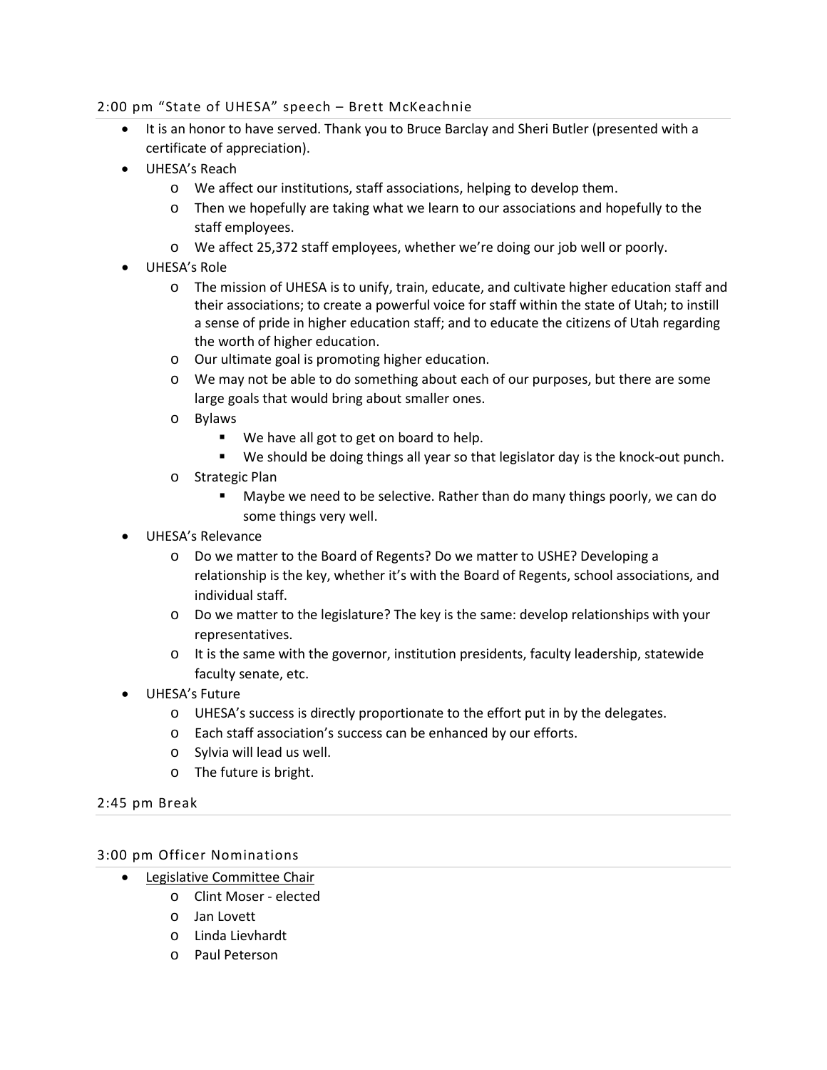### 2:00 pm "State of UHESA" speech – Brett McKeachnie

- It is an honor to have served. Thank you to Bruce Barclay and Sheri Butler (presented with a certificate of appreciation).
- UHESA's Reach
  - We affect our institutions, staff associations, helping to develop them.
  - Then we hopefully are taking what we learn to our associations and hopefully to the staff employees.
  - We affect 25,372 staff employees, whether we're doing our job well or poorly.
- UHESA's Role
  - The mission of UHESA is to unify, train, educate, and cultivate higher education staff and their associations; to create a powerful voice for staff within the state of Utah; to instill a sense of pride in higher education staff; and to educate the citizens of Utah regarding the worth of higher education.
  - Our ultimate goal is promoting higher education.
  - We may not be able to do something about each of our purposes, but there are some large goals that would bring about smaller ones.
  - Bylaws
    - We have all got to get on board to help.
    - We should be doing things all year so that legislator day is the knock-out punch.
  - Strategic Plan
    - Maybe we need to be selective. Rather than do many things poorly, we can do some things very well.
- UHESA's Relevance
  - Do we matter to the Board of Regents? Do we matter to USHE? Developing a relationship is the key, whether it's with the Board of Regents, school associations, and individual staff.
  - Do we matter to the legislature? The key is the same: develop relationships with your representatives.
  - It is the same with the governor, institution presidents, faculty leadership, statewide faculty senate, etc.
- UHESA's Future
  - UHESA's success is directly proportionate to the effort put in by the delegates.
  - Each staff association's success can be enhanced by our efforts.
  - Sylvia will lead us well.
  - The future is bright.

### 2:45 pm Break

### 3:00 pm Officer Nominations

- Legislative Committee Chair
  - Clint Moser - elected
  - Jan Lovett
  - Linda Lievhardt
  - Paul Peterson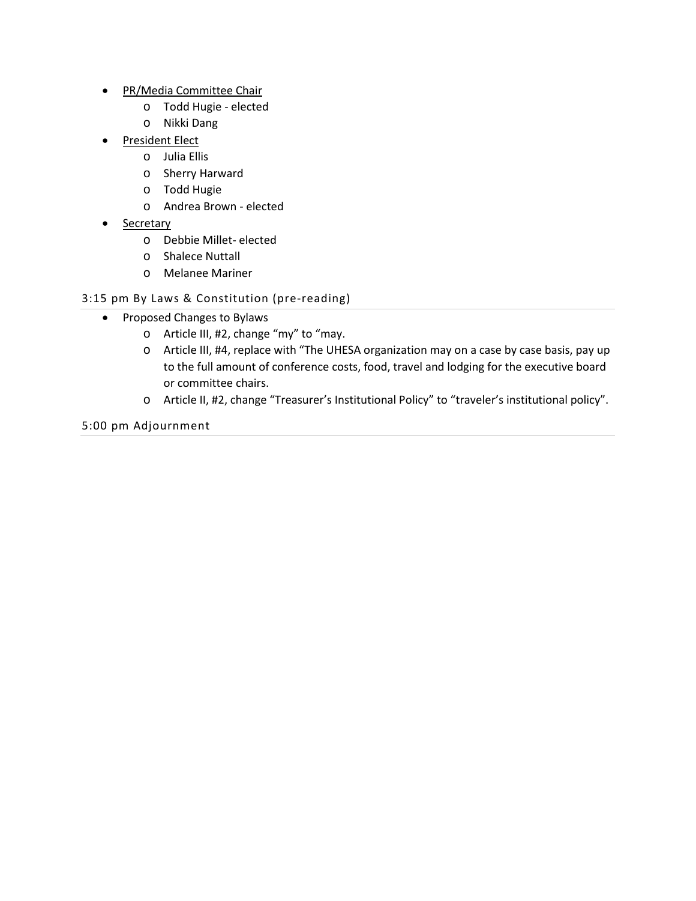- <u>PR/Media Committee Chair</u>
  - Todd Hugie - elected
  - Nikki Dang
- <u>President Elect</u>
  - Julia Ellis
  - Sherry Harward
  - Todd Hugie
  - Andrea Brown - elected
- <u>Secretary</u>
  - Debbie Millet- elected
  - Shalece Nuttall
  - Melanee Mariner

## 3:15 pm By Laws & Constitution (pre-reading)

- Proposed Changes to Bylaws
  - Article III, #2, change "my" to "may.
  - Article III, #4, replace with "The UHESA organization may on a case by case basis, pay up to the full amount of conference costs, food, travel and lodging for the executive board or committee chairs.
  - Article II, #2, change "Treasurer's Institutional Policy" to "traveler's institutional policy".

## 5:00 pm Adjournment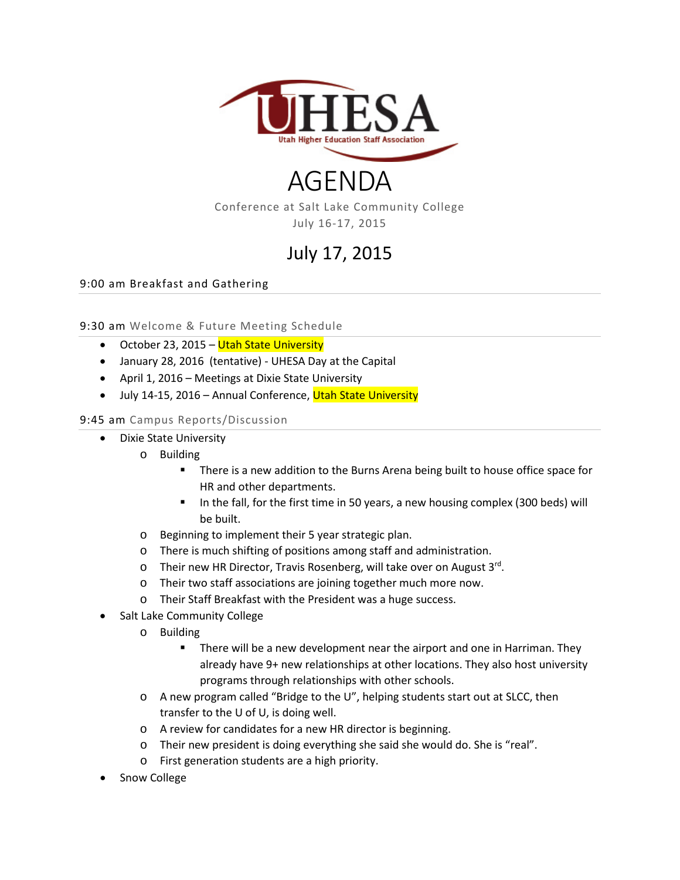UHESA

Utah Higher Education Staff Association

# AGENDA

Conference at Salt Lake Community College
July 16-17, 2015

## July 17, 2015

9:00 am Breakfast and Gathering

---

9:30 am Welcome & Future Meeting Schedule

- October 23, 2015 – Utah State University
- January 28, 2016 (tentative) - UHESA Day at the Capital
- April 1, 2016 – Meetings at Dixie State University
- July 14-15, 2016 – Annual Conference, Utah State University

9:45 am Campus Reports/Discussion

- Dixie State University
  - Building
    - There is a new addition to the Burns Arena being built to house office space for HR and other departments.
    - In the fall, for the first time in 50 years, a new housing complex (300 beds) will be built.
  - Beginning to implement their 5 year strategic plan.
  - There is much shifting of positions among staff and administration.
  - Their new HR Director, Travis Rosenberg, will take over on August 3rd.
  - Their two staff associations are joining together much more now.
  - Their Staff Breakfast with the President was a huge success.
- Salt Lake Community College
  - Building
    - There will be a new development near the airport and one in Harriman. They already have 9+ new relationships at other locations. They also host university programs through relationships with other schools.
  - A new program called "Bridge to the U", helping students start out at SLCC, then transfer to the U of U, is doing well.
  - A review for candidates for a new HR director is beginning.
  - Their new president is doing everything she said she would do. She is "real".
  - First generation students are a high priority.
- Snow College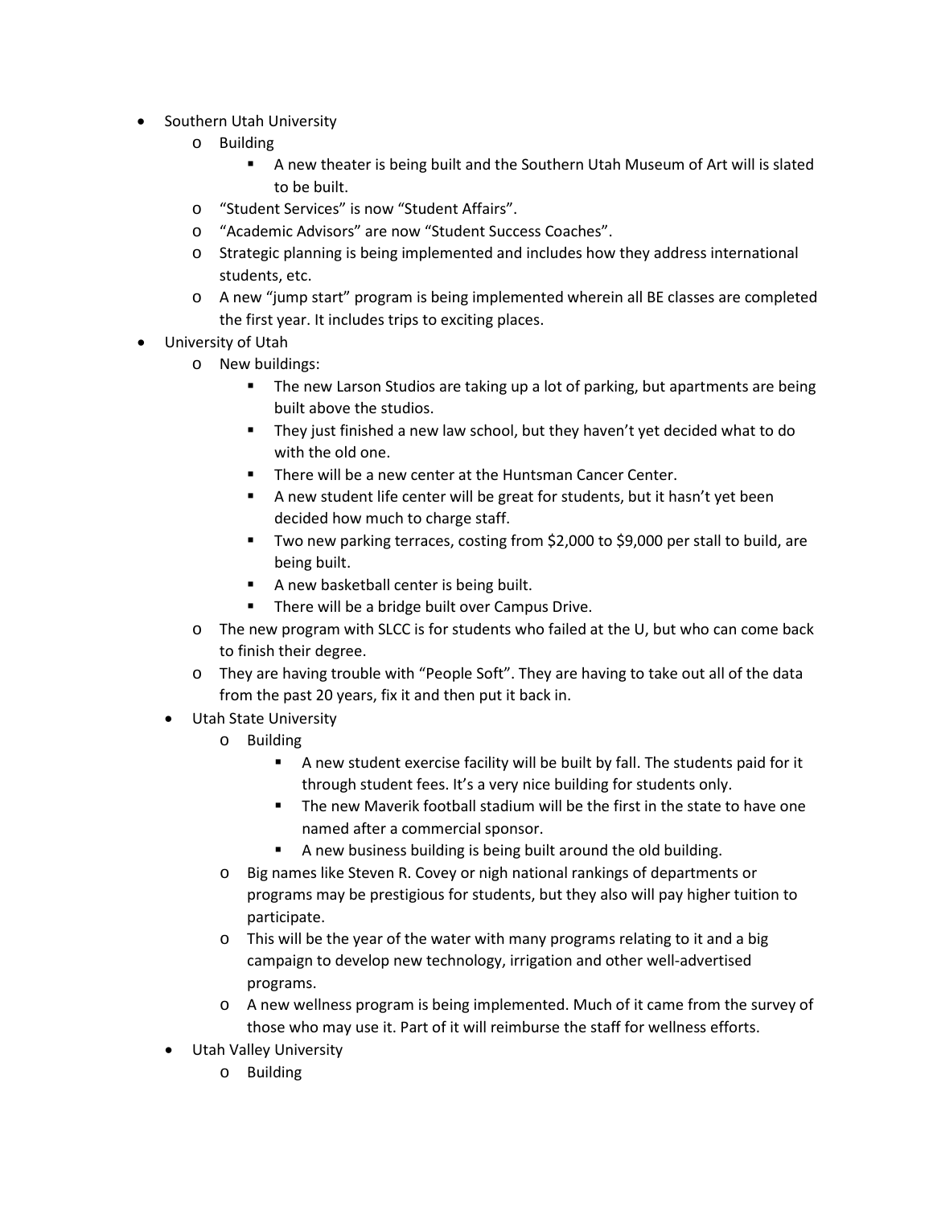- Southern Utah University
    - Building
        - A new theater is being built and the Southern Utah Museum of Art will is slated to be built.
    - "Student Services" is now "Student Affairs".
    - "Academic Advisors" are now "Student Success Coaches".
    - Strategic planning is being implemented and includes how they address international students, etc.
    - A new "jump start" program is being implemented wherein all BE classes are completed the first year. It includes trips to exciting places.
- University of Utah
    - New buildings:
        - The new Larson Studios are taking up a lot of parking, but apartments are being built above the studios.
        - They just finished a new law school, but they haven't yet decided what to do with the old one.
        - There will be a new center at the Huntsman Cancer Center.
        - A new student life center will be great for students, but it hasn't yet been decided how much to charge staff.
        - Two new parking terraces, costing from $2,000 to $9,000 per stall to build, are being built.
        - A new basketball center is being built.
        - There will be a bridge built over Campus Drive.
    - The new program with SLCC is for students who failed at the U, but who can come back to finish their degree.
    - They are having trouble with "People Soft". They are having to take out all of the data from the past 20 years, fix it and then put it back in.
- Utah State University
    - Building
        - A new student exercise facility will be built by fall. The students paid for it through student fees. It's a very nice building for students only.
        - The new Maverik football stadium will be the first in the state to have one named after a commercial sponsor.
        - A new business building is being built around the old building.
    - Big names like Steven R. Covey or nigh national rankings of departments or programs may be prestigious for students, but they also will pay higher tuition to participate.
    - This will be the year of the water with many programs relating to it and a big campaign to develop new technology, irrigation and other well-advertised programs.
    - A new wellness program is being implemented. Much of it came from the survey of those who may use it. Part of it will reimburse the staff for wellness efforts.
- Utah Valley University
    - Building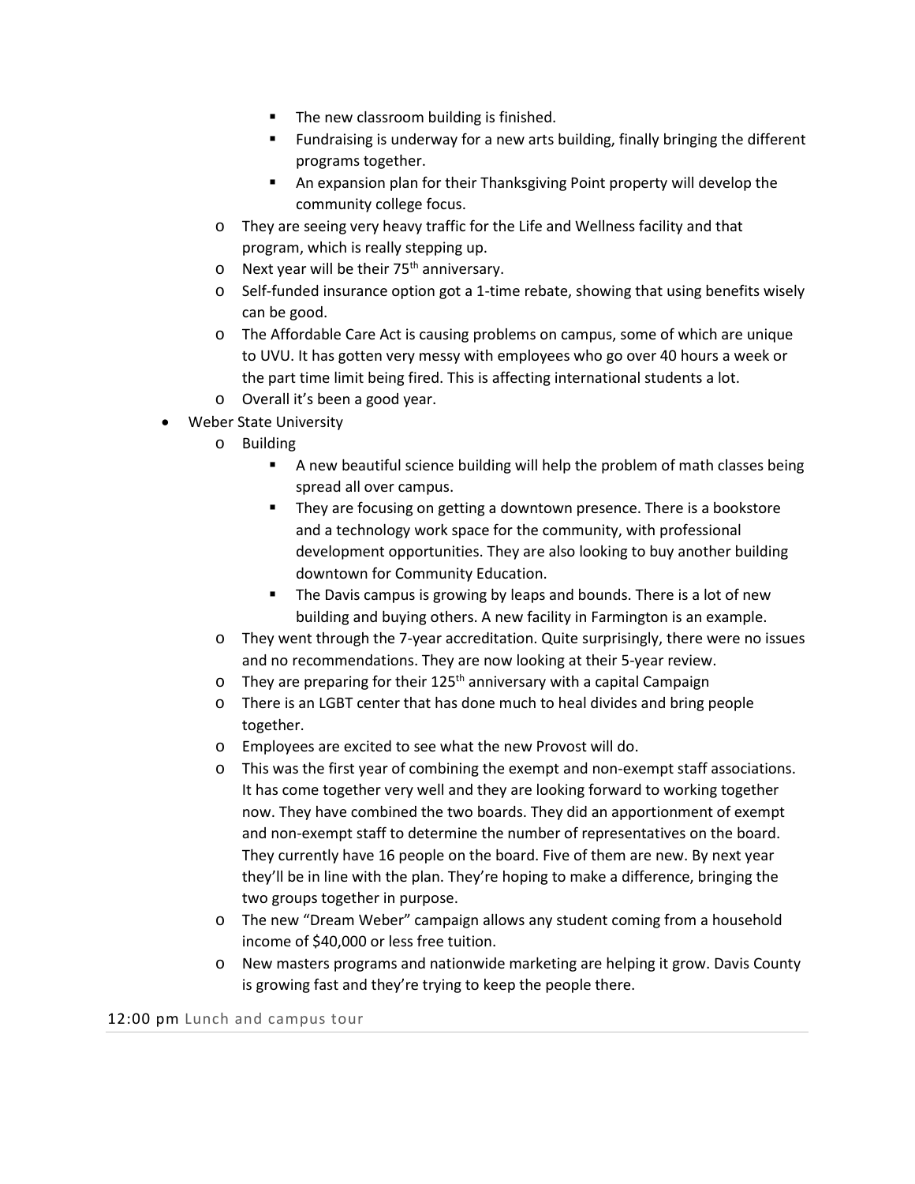- The new classroom building is finished.
    - Fundraising is underway for a new arts building, finally bringing the different programs together.
    - An expansion plan for their Thanksgiving Point property will develop the community college focus.
  - They are seeing very heavy traffic for the Life and Wellness facility and that program, which is really stepping up.
  - Next year will be their 75th anniversary.
  - Self-funded insurance option got a 1-time rebate, showing that using benefits wisely can be good.
  - The Affordable Care Act is causing problems on campus, some of which are unique to UVU. It has gotten very messy with employees who go over 40 hours a week or the part time limit being fired. This is affecting international students a lot.
  - Overall it's been a good year.
- Weber State University
  - Building
    - A new beautiful science building will help the problem of math classes being spread all over campus.
    - They are focusing on getting a downtown presence. There is a bookstore and a technology work space for the community, with professional development opportunities. They are also looking to buy another building downtown for Community Education.
    - The Davis campus is growing by leaps and bounds. There is a lot of new building and buying others. A new facility in Farmington is an example.
  - They went through the 7-year accreditation. Quite surprisingly, there were no issues and no recommendations. They are now looking at their 5-year review.
  - They are preparing for their 125th anniversary with a capital Campaign
  - There is an LGBT center that has done much to heal divides and bring people together.
  - Employees are excited to see what the new Provost will do.
  - This was the first year of combining the exempt and non-exempt staff associations. It has come together very well and they are looking forward to working together now. They have combined the two boards. They did an apportionment of exempt and non-exempt staff to determine the number of representatives on the board. They currently have 16 people on the board. Five of them are new. By next year they'll be in line with the plan. They're hoping to make a difference, bringing the two groups together in purpose.
  - The new "Dream Weber" campaign allows any student coming from a household income of $40,000 or less free tuition.
  - New masters programs and nationwide marketing are helping it grow. Davis County is growing fast and they're trying to keep the people there.

## 12:00 pm Lunch and campus tour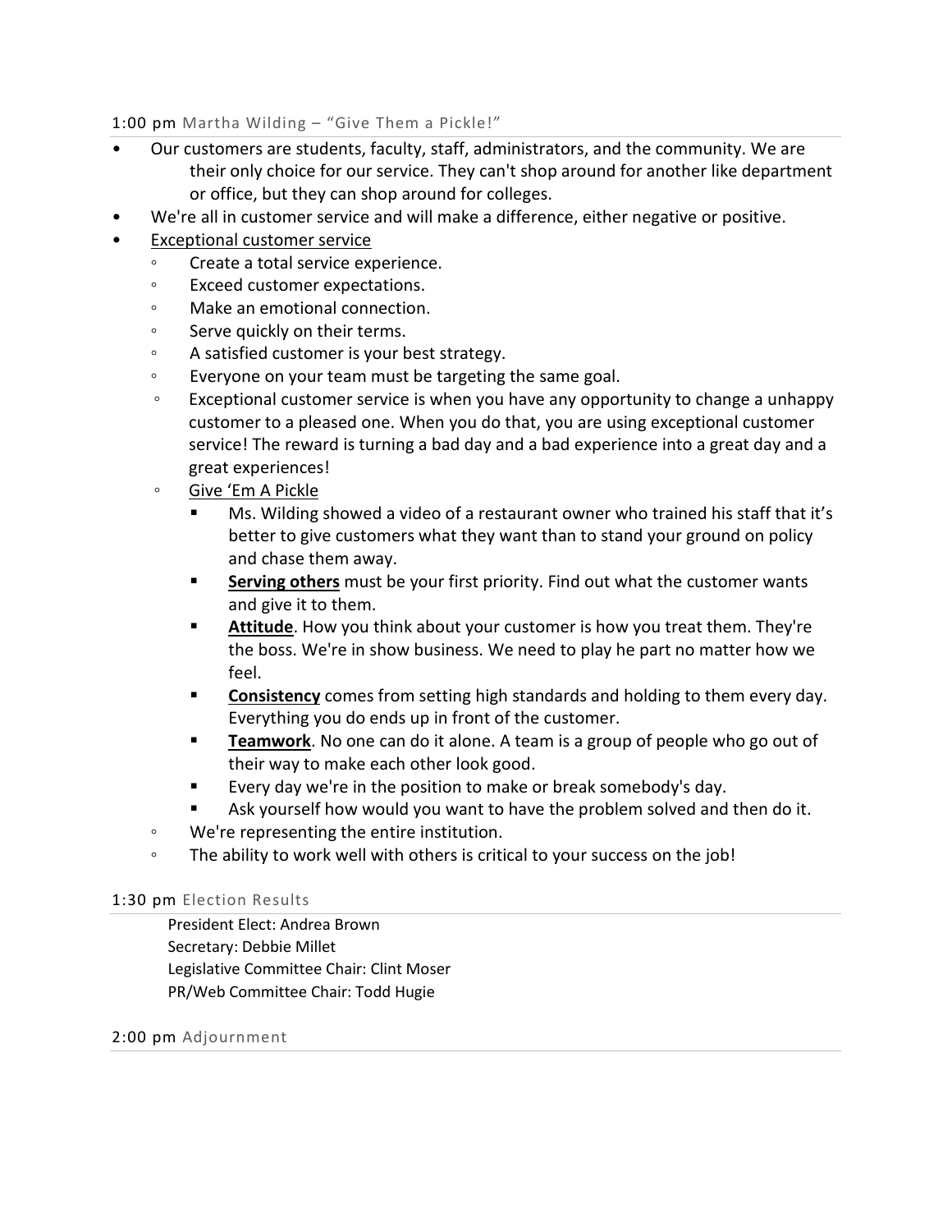### 1:00 pm Martha Wilding – "Give Them a Pickle!"

- Our customers are students, faculty, staff, administrators, and the community. We are their only choice for our service. They can't shop around for another like department or office, but they can shop around for colleges.
- We're all in customer service and will make a difference, either negative or positive.
- <u>Exceptional customer service</u>
  - Create a total service experience.
  - Exceed customer expectations.
  - Make an emotional connection.
  - Serve quickly on their terms.
  - A satisfied customer is your best strategy.
  - Everyone on your team must be targeting the same goal.
  - Exceptional customer service is when you have any opportunity to change a unhappy customer to a pleased one. When you do that, you are using exceptional customer service! The reward is turning a bad day and a bad experience into a great day and a great experiences!
  - <u>Give 'Em A Pickle</u>
    - Ms. Wilding showed a video of a restaurant owner who trained his staff that it's better to give customers what they want than to stand your ground on policy and chase them away.
    - **<u>Serving others</u>** must be your first priority. Find out what the customer wants and give it to them.
    - **<u>Attitude</u>**. How you think about your customer is how you treat them. They're the boss. We're in show business. We need to play he part no matter how we feel.
    - **<u>Consistency</u>** comes from setting high standards and holding to them every day. Everything you do ends up in front of the customer.
    - **<u>Teamwork</u>**. No one can do it alone. A team is a group of people who go out of their way to make each other look good.
    - Every day we're in the position to make or break somebody's day.
    - Ask yourself how would you want to have the problem solved and then do it.
  - We're representing the entire institution.
  - The ability to work well with others is critical to your success on the job!

### 1:30 pm Election Results

President Elect: Andrea Brown
Secretary: Debbie Millet
Legislative Committee Chair: Clint Moser
PR/Web Committee Chair: Todd Hugie

### 2:00 pm Adjournment